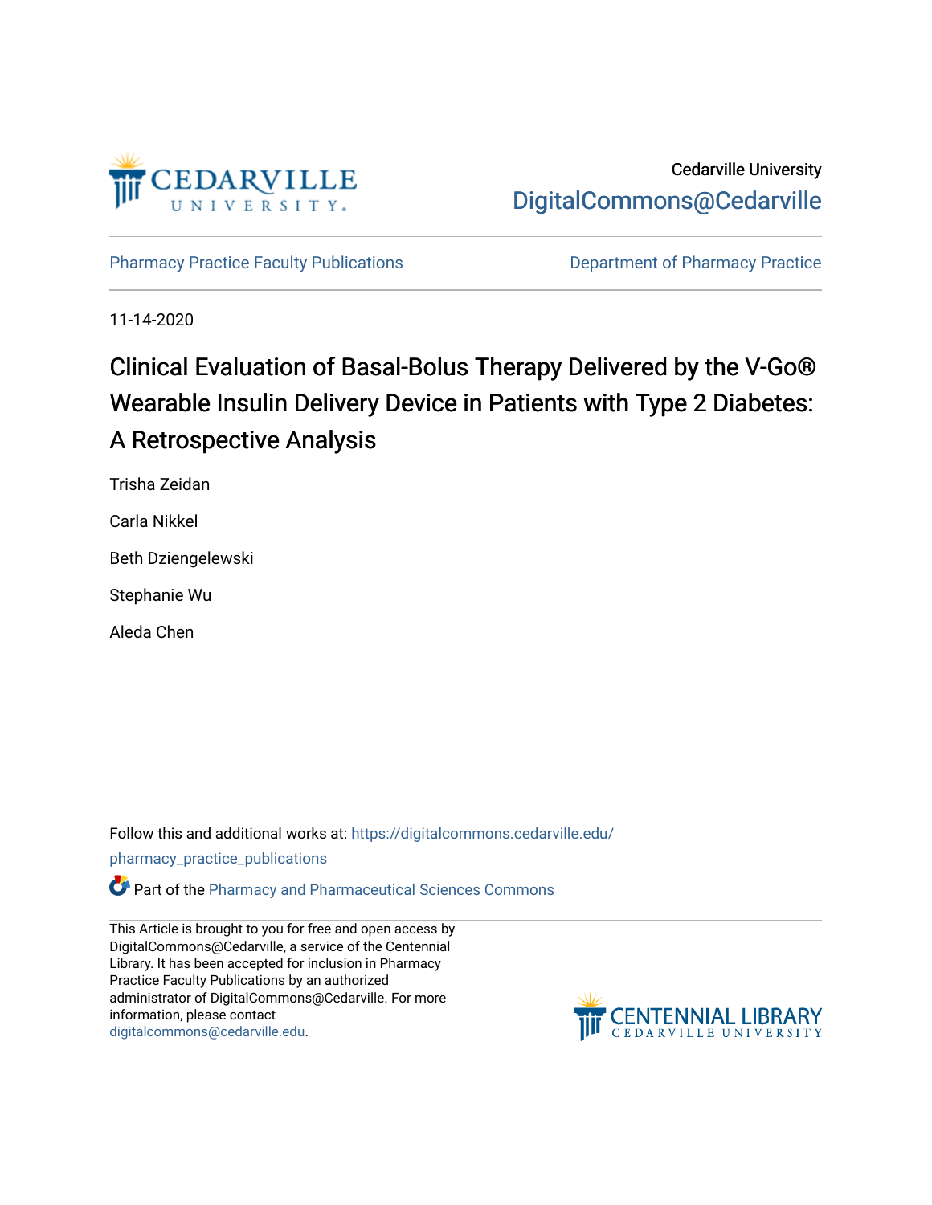Cedarville University

DigitalCommons@Cedarville

Pharmacy Practice Faculty Publications

Department of Pharmacy Practice

11-14-2020

# Clinical Evaluation of Basal-Bolus Therapy Delivered by the V-Go® Wearable Insulin Delivery Device in Patients with Type 2 Diabetes: A Retrospective Analysis

Trisha Zeidan

Carla Nikkel

Beth Dziengelewski

Stephanie Wu

Aleda Chen

Follow this and additional works at: https://digitalcommons.cedarville.edu/pharmacy_practice_publications

Part of the Pharmacy and Pharmaceutical Sciences Commons

This Article is brought to you for free and open access by DigitalCommons@Cedarville, a service of the Centennial Library. It has been accepted for inclusion in Pharmacy Practice Faculty Publications by an authorized administrator of DigitalCommons@Cedarville. For more information, please contact digitalcommons@cedarville.edu.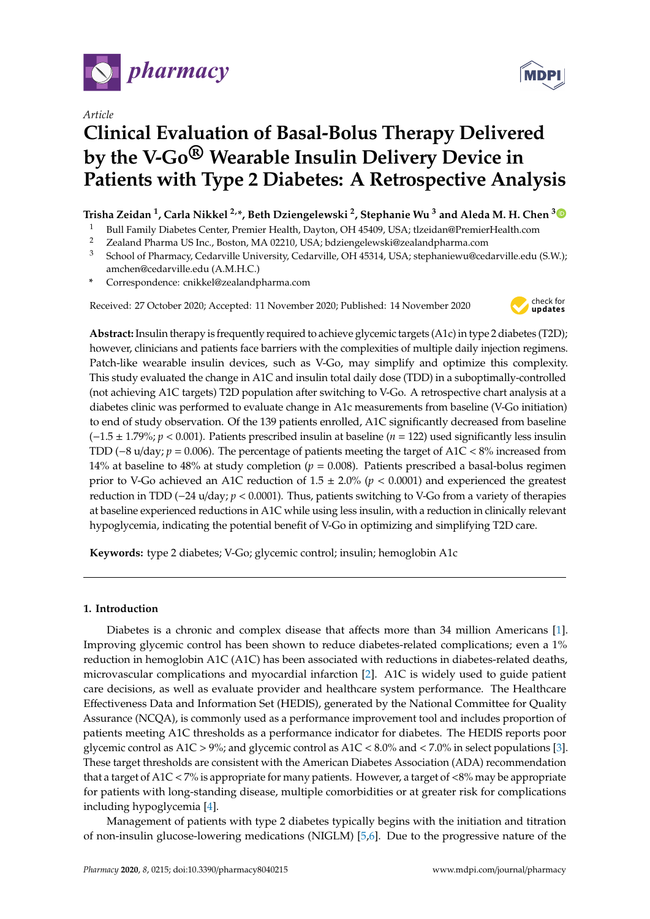pharmacy

MDPI

*Article*

# Clinical Evaluation of Basal-Bolus Therapy Delivered by the V-Go® Wearable Insulin Delivery Device in Patients with Type 2 Diabetes: A Retrospective Analysis

**Trisha Zeidan [1], Carla Nikkel [2,*], Beth Dziengelewski [2], Stephanie Wu [3] and Aleda M. H. Chen [3]**

[1] Bull Family Diabetes Center, Premier Health, Dayton, OH 45409, USA; tlzeidan@PremierHealth.com
[2] Zealand Pharma US Inc., Boston, MA 02210, USA; bdziengelewski@zealandpharma.com
[3] School of Pharmacy, Cedarville University, Cedarville, OH 45314, USA; stephaniewu@cedarville.edu (S.W.); amchen@cedarville.edu (A.M.H.C.)
* Correspondence: cnikkel@zealandpharma.com

Received: 27 October 2020; Accepted: 11 November 2020; Published: 14 November 2020

**Abstract:** Insulin therapy is frequently required to achieve glycemic targets (A1c) in type 2 diabetes (T2D); however, clinicians and patients face barriers with the complexities of multiple daily injection regimens. Patch-like wearable insulin devices, such as V-Go, may simplify and optimize this complexity. This study evaluated the change in A1C and insulin total daily dose (TDD) in a suboptimally-controlled (not achieving A1C targets) T2D population after switching to V-Go. A retrospective chart analysis at a diabetes clinic was performed to evaluate change in A1c measurements from baseline (V-Go initiation) to end of study observation. Of the 139 patients enrolled, A1C significantly decreased from baseline ($-1.5 \pm 1.79\%$; $p < 0.001$). Patients prescribed insulin at baseline ($n = 122$) used significantly less insulin TDD ($-8$ u/day; $p = 0.006$). The percentage of patients meeting the target of A1C < 8% increased from 14% at baseline to 48% at study completion ($p = 0.008$). Patients prescribed a basal-bolus regimen prior to V-Go achieved an A1C reduction of $1.5 \pm 2.0\%$ ($p < 0.0001$) and experienced the greatest reduction in TDD ($-24$ u/day; $p < 0.0001$). Thus, patients switching to V-Go from a variety of therapies at baseline experienced reductions in A1C while using less insulin, with a reduction in clinically relevant hypoglycemia, indicating the potential benefit of V-Go in optimizing and simplifying T2D care.

**Keywords:** type 2 diabetes; V-Go; glycemic control; insulin; hemoglobin A1c

## 1. Introduction

Diabetes is a chronic and complex disease that affects more than 34 million Americans [1]. Improving glycemic control has been shown to reduce diabetes-related complications; even a 1% reduction in hemoglobin A1C (A1C) has been associated with reductions in diabetes-related deaths, microvascular complications and myocardial infarction [2]. A1C is widely used to guide patient care decisions, as well as evaluate provider and healthcare system performance. The Healthcare Effectiveness Data and Information Set (HEDIS), generated by the National Committee for Quality Assurance (NCQA), is commonly used as a performance improvement tool and includes proportion of patients meeting A1C thresholds as a performance indicator for diabetes. The HEDIS reports poor glycemic control as A1C > 9%; and glycemic control as A1C < 8.0% and < 7.0% in select populations [3]. These target thresholds are consistent with the American Diabetes Association (ADA) recommendation that a target of A1C < 7% is appropriate for many patients. However, a target of <8% may be appropriate for patients with long-standing disease, multiple comorbidities or at greater risk for complications including hypoglycemia [4].

Management of patients with type 2 diabetes typically begins with the initiation and titration of non-insulin glucose-lowering medications (NIGLM) [5,6]. Due to the progressive nature of the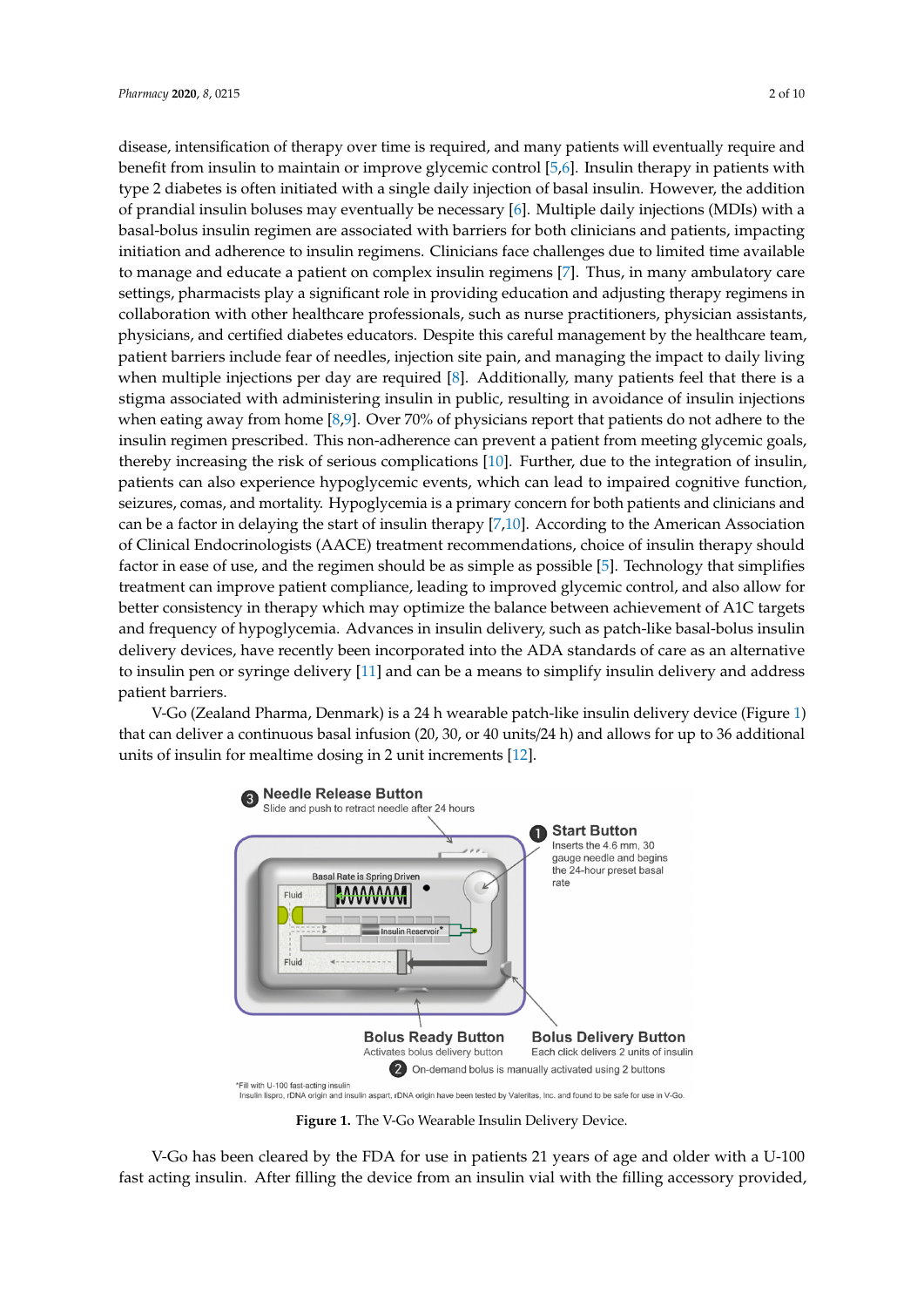disease, intensification of therapy over time is required, and many patients will eventually require and benefit from insulin to maintain or improve glycemic control [5,6]. Insulin therapy in patients with type 2 diabetes is often initiated with a single daily injection of basal insulin. However, the addition of prandial insulin boluses may eventually be necessary [6]. Multiple daily injections (MDIs) with a basal-bolus insulin regimen are associated with barriers for both clinicians and patients, impacting initiation and adherence to insulin regimens. Clinicians face challenges due to limited time available to manage and educate a patient on complex insulin regimens [7]. Thus, in many ambulatory care settings, pharmacists play a significant role in providing education and adjusting therapy regimens in collaboration with other healthcare professionals, such as nurse practitioners, physician assistants, physicians, and certified diabetes educators. Despite this careful management by the healthcare team, patient barriers include fear of needles, injection site pain, and managing the impact to daily living when multiple injections per day are required [8]. Additionally, many patients feel that there is a stigma associated with administering insulin in public, resulting in avoidance of insulin injections when eating away from home [8,9]. Over 70% of physicians report that patients do not adhere to the insulin regimen prescribed. This non-adherence can prevent a patient from meeting glycemic goals, thereby increasing the risk of serious complications [10]. Further, due to the integration of insulin, patients can also experience hypoglycemic events, which can lead to impaired cognitive function, seizures, comas, and mortality. Hypoglycemia is a primary concern for both patients and clinicians and can be a factor in delaying the start of insulin therapy [7,10]. According to the American Association of Clinical Endocrinologists (AACE) treatment recommendations, choice of insulin therapy should factor in ease of use, and the regimen should be as simple as possible [5]. Technology that simplifies treatment can improve patient compliance, leading to improved glycemic control, and also allow for better consistency in therapy which may optimize the balance between achievement of A1C targets and frequency of hypoglycemia. Advances in insulin delivery, such as patch-like basal-bolus insulin delivery devices, have recently been incorporated into the ADA standards of care as an alternative to insulin pen or syringe delivery [11] and can be a means to simplify insulin delivery and address patient barriers.

V-Go (Zealand Pharma, Denmark) is a 24 h wearable patch-like insulin delivery device (Figure 1) that can deliver a continuous basal infusion (20, 30, or 40 units/24 h) and allows for up to 36 additional units of insulin for mealtime dosing in 2 unit increments [12].

**Figure 1.** The V-Go Wearable Insulin Delivery Device.

V-Go has been cleared by the FDA for use in patients 21 years of age and older with a U-100 fast acting insulin. After filling the device from an insulin vial with the filling accessory provided,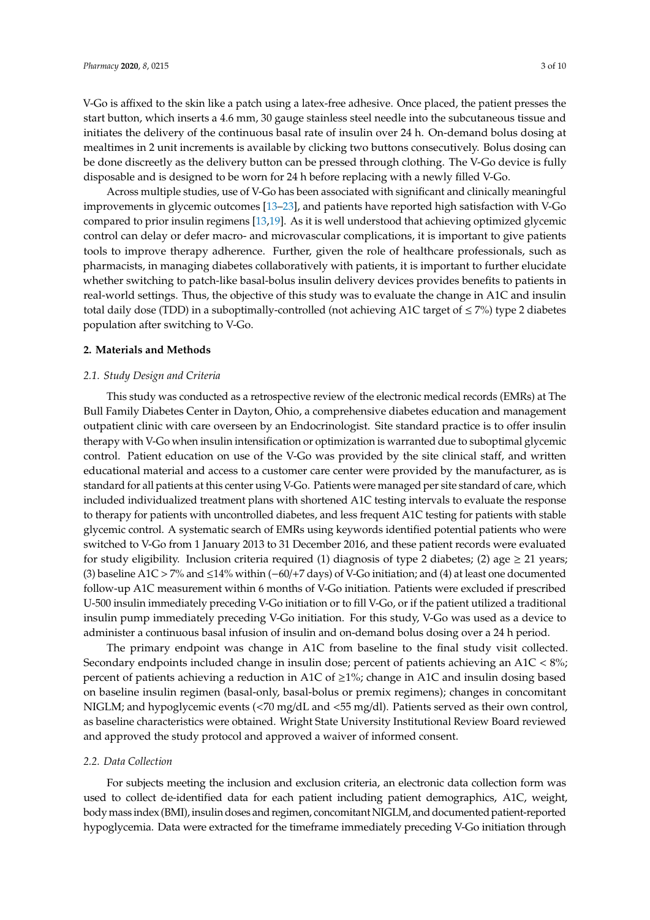V-Go is affixed to the skin like a patch using a latex-free adhesive. Once placed, the patient presses the start button, which inserts a 4.6 mm, 30 gauge stainless steel needle into the subcutaneous tissue and initiates the delivery of the continuous basal rate of insulin over 24 h. On-demand bolus dosing at mealtimes in 2 unit increments is available by clicking two buttons consecutively. Bolus dosing can be done discreetly as the delivery button can be pressed through clothing. The V-Go device is fully disposable and is designed to be worn for 24 h before replacing with a newly filled V-Go.

Across multiple studies, use of V-Go has been associated with significant and clinically meaningful improvements in glycemic outcomes [13–23], and patients have reported high satisfaction with V-Go compared to prior insulin regimens [13,19]. As it is well understood that achieving optimized glycemic control can delay or defer macro- and microvascular complications, it is important to give patients tools to improve therapy adherence. Further, given the role of healthcare professionals, such as pharmacists, in managing diabetes collaboratively with patients, it is important to further elucidate whether switching to patch-like basal-bolus insulin delivery devices provides benefits to patients in real-world settings. Thus, the objective of this study was to evaluate the change in A1C and insulin total daily dose (TDD) in a suboptimally-controlled (not achieving A1C target of ≤ 7%) type 2 diabetes population after switching to V-Go.

## 2. Materials and Methods

### *2.1. Study Design and Criteria*

This study was conducted as a retrospective review of the electronic medical records (EMRs) at The Bull Family Diabetes Center in Dayton, Ohio, a comprehensive diabetes education and management outpatient clinic with care overseen by an Endocrinologist. Site standard practice is to offer insulin therapy with V-Go when insulin intensification or optimization is warranted due to suboptimal glycemic control. Patient education on use of the V-Go was provided by the site clinical staff, and written educational material and access to a customer care center were provided by the manufacturer, as is standard for all patients at this center using V-Go. Patients were managed per site standard of care, which included individualized treatment plans with shortened A1C testing intervals to evaluate the response to therapy for patients with uncontrolled diabetes, and less frequent A1C testing for patients with stable glycemic control. A systematic search of EMRs using keywords identified potential patients who were switched to V-Go from 1 January 2013 to 31 December 2016, and these patient records were evaluated for study eligibility. Inclusion criteria required (1) diagnosis of type 2 diabetes; (2) age ≥ 21 years; (3) baseline A1C > 7% and ≤14% within (−60/+7 days) of V-Go initiation; and (4) at least one documented follow-up A1C measurement within 6 months of V-Go initiation. Patients were excluded if prescribed U-500 insulin immediately preceding V-Go initiation or to fill V-Go, or if the patient utilized a traditional insulin pump immediately preceding V-Go initiation. For this study, V-Go was used as a device to administer a continuous basal infusion of insulin and on-demand bolus dosing over a 24 h period.

The primary endpoint was change in A1C from baseline to the final study visit collected. Secondary endpoints included change in insulin dose; percent of patients achieving an A1C < 8%; percent of patients achieving a reduction in A1C of ≥1%; change in A1C and insulin dosing based on baseline insulin regimen (basal-only, basal-bolus or premix regimens); changes in concomitant NIGLM; and hypoglycemic events (<70 mg/dL and <55 mg/dl). Patients served as their own control, as baseline characteristics were obtained. Wright State University Institutional Review Board reviewed and approved the study protocol and approved a waiver of informed consent.

### *2.2. Data Collection*

For subjects meeting the inclusion and exclusion criteria, an electronic data collection form was used to collect de-identified data for each patient including patient demographics, A1C, weight, body mass index (BMI), insulin doses and regimen, concomitant NIGLM, and documented patient-reported hypoglycemia. Data were extracted for the timeframe immediately preceding V-Go initiation through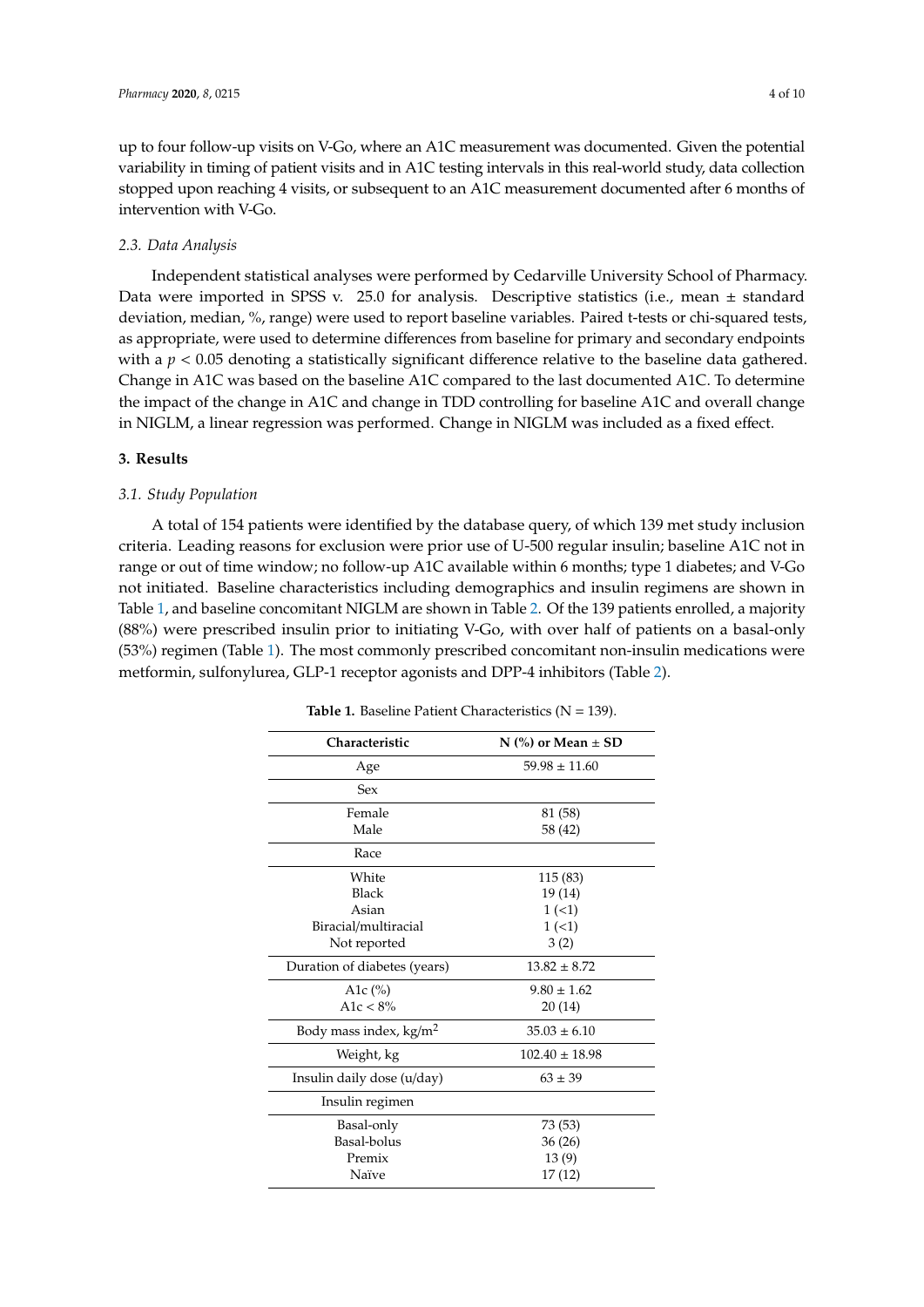up to four follow-up visits on V-Go, where an A1C measurement was documented. Given the potential variability in timing of patient visits and in A1C testing intervals in this real-world study, data collection stopped upon reaching 4 visits, or subsequent to an A1C measurement documented after 6 months of intervention with V-Go.

### 2.3. Data Analysis

Independent statistical analyses were performed by Cedarville University School of Pharmacy. Data were imported in SPSS v. 25.0 for analysis. Descriptive statistics (i.e., mean ± standard deviation, median, %, range) were used to report baseline variables. Paired t-tests or chi-squared tests, as appropriate, were used to determine differences from baseline for primary and secondary endpoints with a $p < 0.05$ denoting a statistically significant difference relative to the baseline data gathered. Change in A1C was based on the baseline A1C compared to the last documented A1C. To determine the impact of the change in A1C and change in TDD controlling for baseline A1C and overall change in NIGLM, a linear regression was performed. Change in NIGLM was included as a fixed effect.

## 3. Results

### 3.1. Study Population

A total of 154 patients were identified by the database query, of which 139 met study inclusion criteria. Leading reasons for exclusion were prior use of U-500 regular insulin; baseline A1C not in range or out of time window; no follow-up A1C available within 6 months; type 1 diabetes; and V-Go not initiated. Baseline characteristics including demographics and insulin regimens are shown in Table 1, and baseline concomitant NIGLM are shown in Table 2. Of the 139 patients enrolled, a majority (88%) were prescribed insulin prior to initiating V-Go, with over half of patients on a basal-only (53%) regimen (Table 1). The most commonly prescribed concomitant non-insulin medications were metformin, sulfonylurea, GLP-1 receptor agonists and DPP-4 inhibitors (Table 2).

**Table 1.** Baseline Patient Characteristics (N = 139).

| Characteristic | N (%) or Mean ± SD |
|---|---|
| Age | 59.98 ± 11.60 |
| Sex | |
| Female | 81 (58) |
| Male | 58 (42) |
| Race | |
| White | 115 (83) |
| Black | 19 (14) |
| Asian | 1 (<1) |
| Biracial/multiracial | 1 (<1) |
| Not reported | 3 (2) |
| Duration of diabetes (years) | 13.82 ± 8.72 |
| A1c (%) | 9.80 ± 1.62 |
| A1c < 8% | 20 (14) |
| Body mass index, kg/m$^2$ | 35.03 ± 6.10 |
| Weight, kg | 102.40 ± 18.98 |
| Insulin daily dose (u/day) | 63 ± 39 |
| Insulin regimen | |
| Basal-only | 73 (53) |
| Basal-bolus | 36 (26) |
| Premix | 13 (9) |
| Naïve | 17 (12) |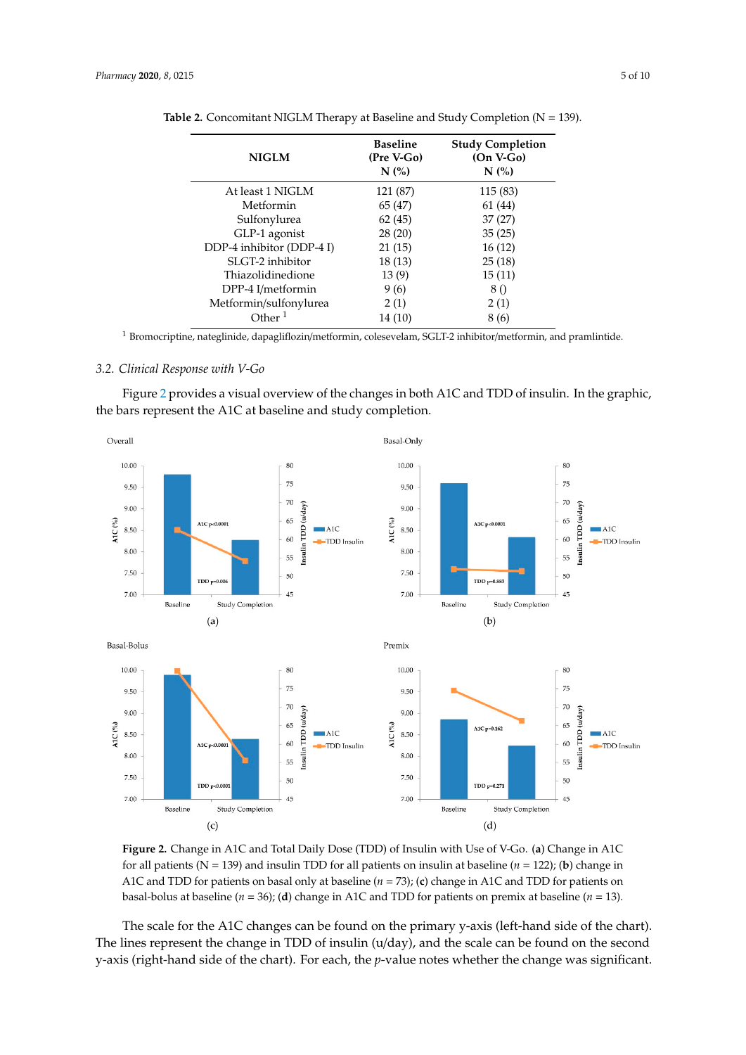**Table 2.** Concomitant NIGLM Therapy at Baseline and Study Completion (N = 139).

| NIGLM | Baseline (Pre V-Go) N (%) | Study Completion (On V-Go) N (%) |
|---|---|---|
| At least 1 NIGLM | 121 (87) | 115 (83) |
| Metformin | 65 (47) | 61 (44) |
| Sulfonylurea | 62 (45) | 37 (27) |
| GLP-1 agonist | 28 (20) | 35 (25) |
| DDP-4 inhibitor (DDP-4 I) | 21 (15) | 16 (12) |
| SLGT-2 inhibitor | 18 (13) | 25 (18) |
| Thiazolidinedione | 13 (9) | 15 (11) |
| DPP-4 I/metformin | 9 (6) | 8 () |
| Metformin/sulfonylurea | 2 (1) | 2 (1) |
| Other [1] | 14 (10) | 8 (6) |

[1] Bromocriptine, nateglinide, dapagliflozin/metformin, colesevelam, SGLT-2 inhibitor/metformin, and pramlintide.

### 3.2. Clinical Response with V-Go

Figure 2 provides a visual overview of the changes in both A1C and TDD of insulin. In the graphic, the bars represent the A1C at baseline and study completion.

**Figure 2.** Change in A1C and Total Daily Dose (TDD) of Insulin with Use of V-Go. (**a**) Change in A1C for all patients (N = 139) and insulin TDD for all patients on insulin at baseline ($n$ = 122); (**b**) change in A1C and TDD for patients on basal only at baseline ($n$ = 73); (**c**) change in A1C and TDD for patients on basal-bolus at baseline ($n$ = 36); (**d**) change in A1C and TDD for patients on premix at baseline ($n$ = 13).

The scale for the A1C changes can be found on the primary y-axis (left-hand side of the chart). The lines represent the change in TDD of insulin (u/day), and the scale can be found on the second y-axis (right-hand side of the chart). For each, the $p$-value notes whether the change was significant.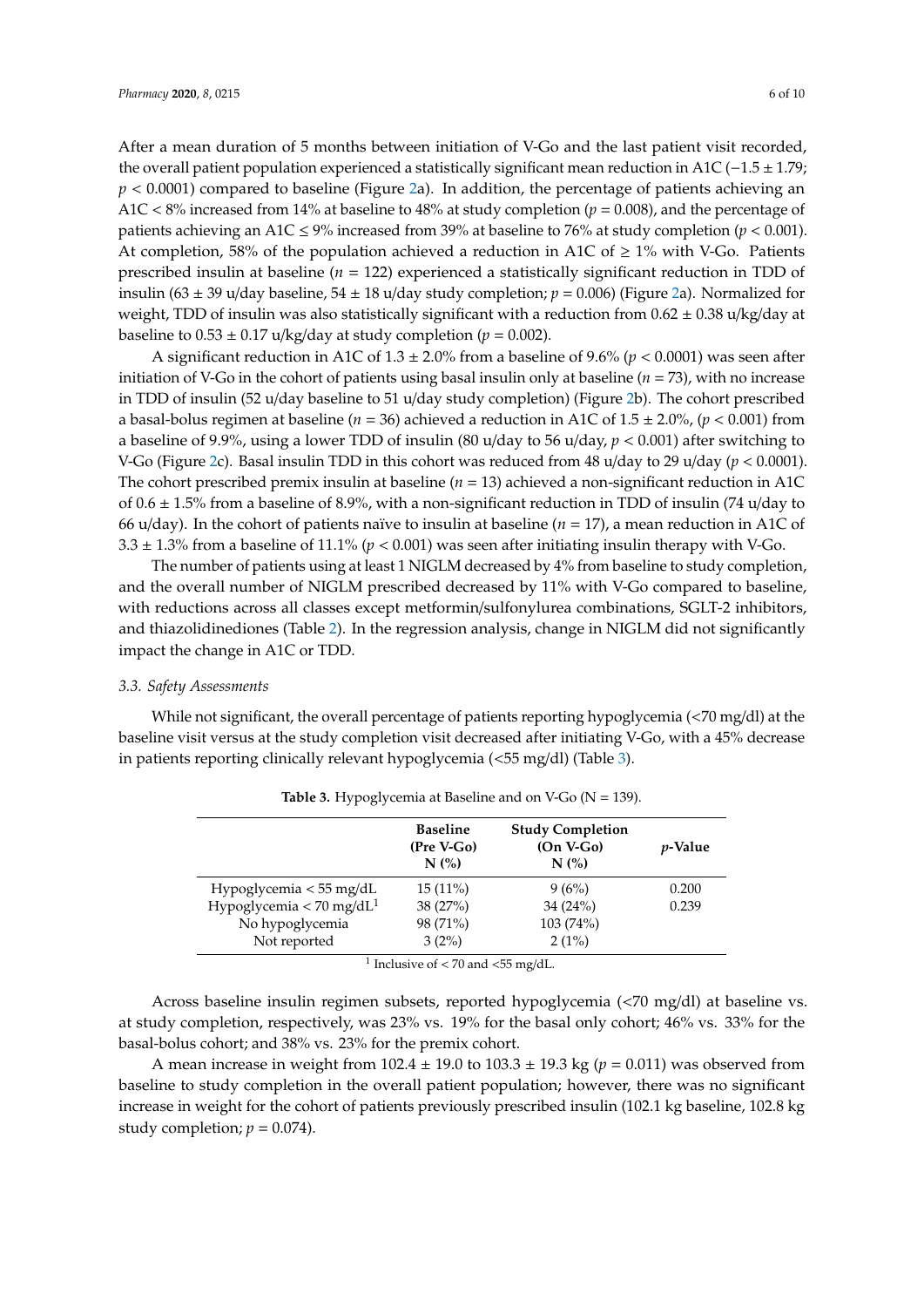After a mean duration of 5 months between initiation of V-Go and the last patient visit recorded, the overall patient population experienced a statistically significant mean reduction in A1C (−1.5 ± 1.79; $p < 0.0001$) compared to baseline (Figure 2a). In addition, the percentage of patients achieving an A1C < 8% increased from 14% at baseline to 48% at study completion ($p = 0.008$), and the percentage of patients achieving an A1C ≤ 9% increased from 39% at baseline to 76% at study completion ($p < 0.001$). At completion, 58% of the population achieved a reduction in A1C of ≥ 1% with V-Go. Patients prescribed insulin at baseline ($n = 122$) experienced a statistically significant reduction in TDD of insulin (63 ± 39 u/day baseline, 54 ± 18 u/day study completion; $p = 0.006$) (Figure 2a). Normalized for weight, TDD of insulin was also statistically significant with a reduction from 0.62 ± 0.38 u/kg/day at baseline to 0.53 ± 0.17 u/kg/day at study completion ($p = 0.002$).

A significant reduction in A1C of 1.3 ± 2.0% from a baseline of 9.6% ($p < 0.0001$) was seen after initiation of V-Go in the cohort of patients using basal insulin only at baseline ($n = 73$), with no increase in TDD of insulin (52 u/day baseline to 51 u/day study completion) (Figure 2b). The cohort prescribed a basal-bolus regimen at baseline ($n = 36$) achieved a reduction in A1C of 1.5 ± 2.0%, ($p < 0.001$) from a baseline of 9.9%, using a lower TDD of insulin (80 u/day to 56 u/day, $p < 0.001$) after switching to V-Go (Figure 2c). Basal insulin TDD in this cohort was reduced from 48 u/day to 29 u/day ($p < 0.0001$). The cohort prescribed premix insulin at baseline ($n = 13$) achieved a non-significant reduction in A1C of 0.6 ± 1.5% from a baseline of 8.9%, with a non-significant reduction in TDD of insulin (74 u/day to 66 u/day). In the cohort of patients naïve to insulin at baseline ($n = 17$), a mean reduction in A1C of 3.3 ± 1.3% from a baseline of 11.1% ($p < 0.001$) was seen after initiating insulin therapy with V-Go.

The number of patients using at least 1 NIGLM decreased by 4% from baseline to study completion, and the overall number of NIGLM prescribed decreased by 11% with V-Go compared to baseline, with reductions across all classes except metformin/sulfonylurea combinations, SGLT-2 inhibitors, and thiazolidinediones (Table 2). In the regression analysis, change in NIGLM did not significantly impact the change in A1C or TDD.

### *3.3. Safety Assessments*

While not significant, the overall percentage of patients reporting hypoglycemia (<70 mg/dl) at the baseline visit versus at the study completion visit decreased after initiating V-Go, with a 45% decrease in patients reporting clinically relevant hypoglycemia (<55 mg/dl) (Table 3).

**Table 3.** Hypoglycemia at Baseline and on V-Go (N = 139).

| | Baseline (Pre V-Go) N (%) | Study Completion (On V-Go) N (%) | *p*-Value |
|---|---|---|---|
| Hypoglycemia < 55 mg/dL | 15 (11%) | 9 (6%) | 0.200 |
| Hypoglycemia < 70 mg/dL[1] | 38 (27%) | 34 (24%) | 0.239 |
| No hypoglycemia | 98 (71%) | 103 (74%) | |
| Not reported | 3 (2%) | 2 (1%) | |

[1] Inclusive of < 70 and <55 mg/dL.

Across baseline insulin regimen subsets, reported hypoglycemia (<70 mg/dl) at baseline vs. at study completion, respectively, was 23% vs. 19% for the basal only cohort; 46% vs. 33% for the basal-bolus cohort; and 38% vs. 23% for the premix cohort.

A mean increase in weight from 102.4 ± 19.0 to 103.3 ± 19.3 kg ($p = 0.011$) was observed from baseline to study completion in the overall patient population; however, there was no significant increase in weight for the cohort of patients previously prescribed insulin (102.1 kg baseline, 102.8 kg study completion; $p = 0.074$).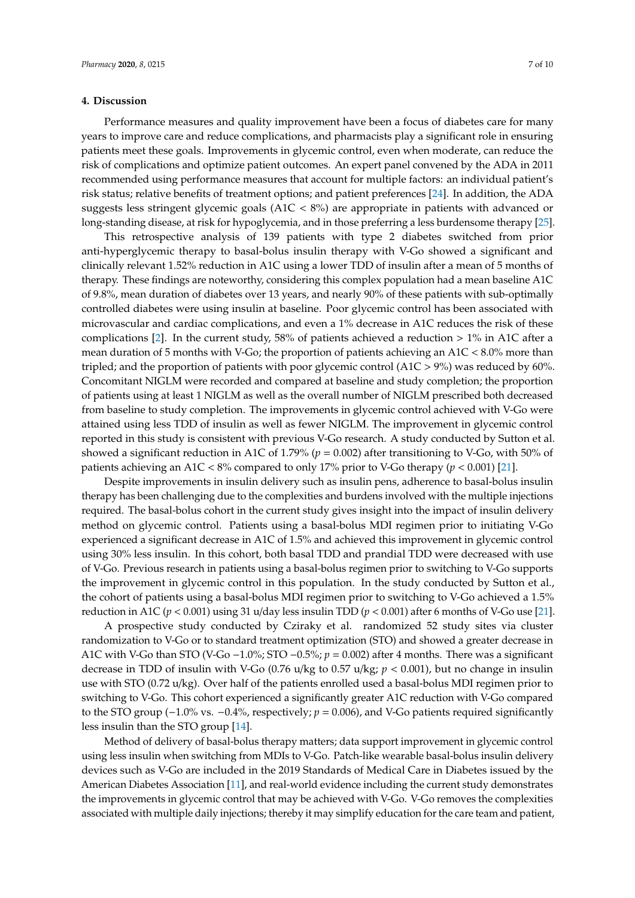## 4. Discussion

Performance measures and quality improvement have been a focus of diabetes care for many years to improve care and reduce complications, and pharmacists play a significant role in ensuring patients meet these goals. Improvements in glycemic control, even when moderate, can reduce the risk of complications and optimize patient outcomes. An expert panel convened by the ADA in 2011 recommended using performance measures that account for multiple factors: an individual patient's risk status; relative benefits of treatment options; and patient preferences [24]. In addition, the ADA suggests less stringent glycemic goals (A1C < 8%) are appropriate in patients with advanced or long-standing disease, at risk for hypoglycemia, and in those preferring a less burdensome therapy [25].

This retrospective analysis of 139 patients with type 2 diabetes switched from prior anti-hyperglycemic therapy to basal-bolus insulin therapy with V-Go showed a significant and clinically relevant 1.52% reduction in A1C using a lower TDD of insulin after a mean of 5 months of therapy. These findings are noteworthy, considering this complex population had a mean baseline A1C of 9.8%, mean duration of diabetes over 13 years, and nearly 90% of these patients with sub-optimally controlled diabetes were using insulin at baseline. Poor glycemic control has been associated with microvascular and cardiac complications, and even a 1% decrease in A1C reduces the risk of these complications [2]. In the current study, 58% of patients achieved a reduction > 1% in A1C after a mean duration of 5 months with V-Go; the proportion of patients achieving an A1C < 8.0% more than tripled; and the proportion of patients with poor glycemic control (A1C > 9%) was reduced by 60%. Concomitant NIGLM were recorded and compared at baseline and study completion; the proportion of patients using at least 1 NIGLM as well as the overall number of NIGLM prescribed both decreased from baseline to study completion. The improvements in glycemic control achieved with V-Go were attained using less TDD of insulin as well as fewer NIGLM. The improvement in glycemic control reported in this study is consistent with previous V-Go research. A study conducted by Sutton et al. showed a significant reduction in A1C of 1.79% ($p = 0.002$) after transitioning to V-Go, with 50% of patients achieving an A1C < 8% compared to only 17% prior to V-Go therapy ($p < 0.001$) [21].

Despite improvements in insulin delivery such as insulin pens, adherence to basal-bolus insulin therapy has been challenging due to the complexities and burdens involved with the multiple injections required. The basal-bolus cohort in the current study gives insight into the impact of insulin delivery method on glycemic control. Patients using a basal-bolus MDI regimen prior to initiating V-Go experienced a significant decrease in A1C of 1.5% and achieved this improvement in glycemic control using 30% less insulin. In this cohort, both basal TDD and prandial TDD were decreased with use of V-Go. Previous research in patients using a basal-bolus regimen prior to switching to V-Go supports the improvement in glycemic control in this population. In the study conducted by Sutton et al., the cohort of patients using a basal-bolus MDI regimen prior to switching to V-Go achieved a 1.5% reduction in A1C ($p < 0.001$) using 31 u/day less insulin TDD ($p < 0.001$) after 6 months of V-Go use [21].

A prospective study conducted by Cziraky et al. randomized 52 study sites via cluster randomization to V-Go or to standard treatment optimization (STO) and showed a greater decrease in A1C with V-Go than STO (V-Go −1.0%; STO −0.5%; $p = 0.002$) after 4 months. There was a significant decrease in TDD of insulin with V-Go (0.76 u/kg to 0.57 u/kg; $p < 0.001$), but no change in insulin use with STO (0.72 u/kg). Over half of the patients enrolled used a basal-bolus MDI regimen prior to switching to V-Go. This cohort experienced a significantly greater A1C reduction with V-Go compared to the STO group (−1.0% vs. −0.4%, respectively; $p = 0.006$), and V-Go patients required significantly less insulin than the STO group [14].

Method of delivery of basal-bolus therapy matters; data support improvement in glycemic control using less insulin when switching from MDIs to V-Go. Patch-like wearable basal-bolus insulin delivery devices such as V-Go are included in the 2019 Standards of Medical Care in Diabetes issued by the American Diabetes Association [11], and real-world evidence including the current study demonstrates the improvements in glycemic control that may be achieved with V-Go. V-Go removes the complexities associated with multiple daily injections; thereby it may simplify education for the care team and patient,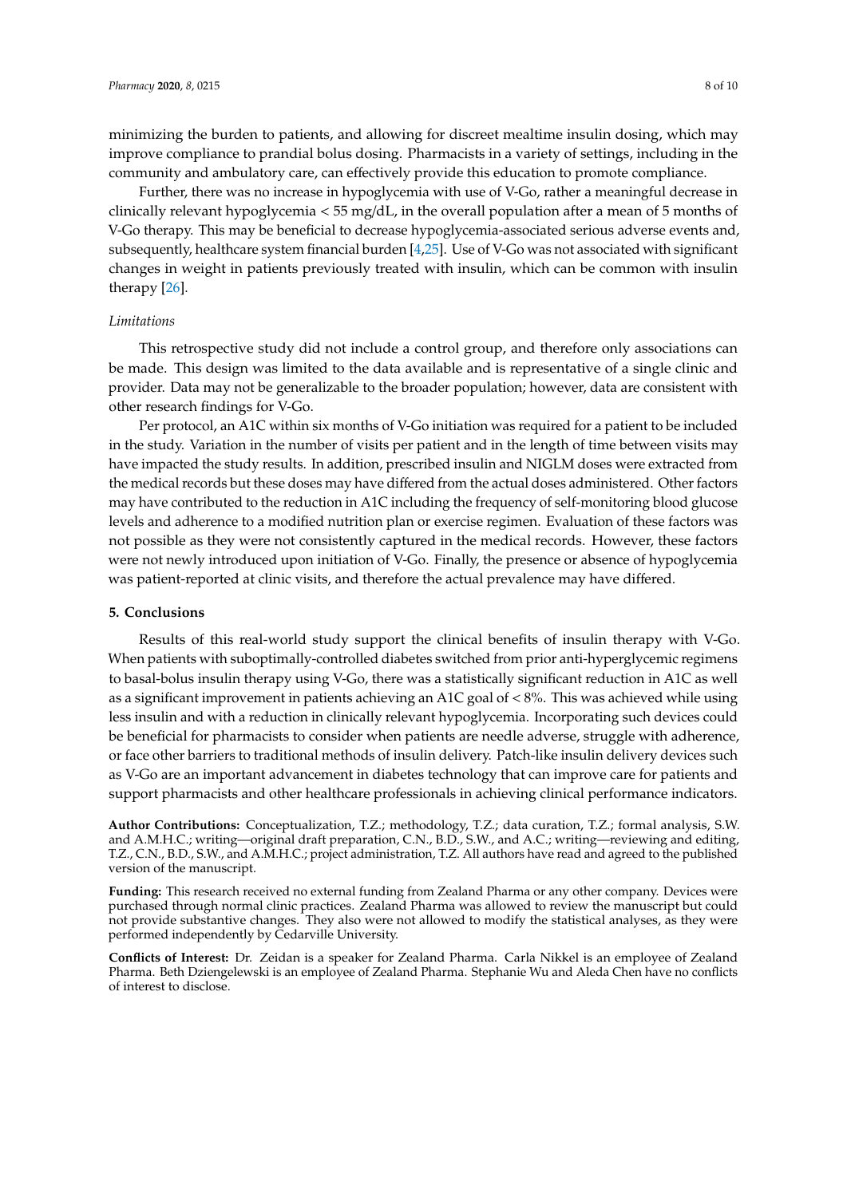minimizing the burden to patients, and allowing for discreet mealtime insulin dosing, which may improve compliance to prandial bolus dosing. Pharmacists in a variety of settings, including in the community and ambulatory care, can effectively provide this education to promote compliance.

Further, there was no increase in hypoglycemia with use of V-Go, rather a meaningful decrease in clinically relevant hypoglycemia < 55 mg/dL, in the overall population after a mean of 5 months of V-Go therapy. This may be beneficial to decrease hypoglycemia-associated serious adverse events and, subsequently, healthcare system financial burden [4,25]. Use of V-Go was not associated with significant changes in weight in patients previously treated with insulin, which can be common with insulin therapy [26].

*Limitations*

This retrospective study did not include a control group, and therefore only associations can be made. This design was limited to the data available and is representative of a single clinic and provider. Data may not be generalizable to the broader population; however, data are consistent with other research findings for V-Go.

Per protocol, an A1C within six months of V-Go initiation was required for a patient to be included in the study. Variation in the number of visits per patient and in the length of time between visits may have impacted the study results. In addition, prescribed insulin and NIGLM doses were extracted from the medical records but these doses may have differed from the actual doses administered. Other factors may have contributed to the reduction in A1C including the frequency of self-monitoring blood glucose levels and adherence to a modified nutrition plan or exercise regimen. Evaluation of these factors was not possible as they were not consistently captured in the medical records. However, these factors were not newly introduced upon initiation of V-Go. Finally, the presence or absence of hypoglycemia was patient-reported at clinic visits, and therefore the actual prevalence may have differed.

## 5. Conclusions

Results of this real-world study support the clinical benefits of insulin therapy with V-Go. When patients with suboptimally-controlled diabetes switched from prior anti-hyperglycemic regimens to basal-bolus insulin therapy using V-Go, there was a statistically significant reduction in A1C as well as a significant improvement in patients achieving an A1C goal of < 8%. This was achieved while using less insulin and with a reduction in clinically relevant hypoglycemia. Incorporating such devices could be beneficial for pharmacists to consider when patients are needle adverse, struggle with adherence, or face other barriers to traditional methods of insulin delivery. Patch-like insulin delivery devices such as V-Go are an important advancement in diabetes technology that can improve care for patients and support pharmacists and other healthcare professionals in achieving clinical performance indicators.

**Author Contributions:** Conceptualization, T.Z.; methodology, T.Z.; data curation, T.Z.; formal analysis, S.W. and A.M.H.C.; writing—original draft preparation, C.N., B.D., S.W., and A.C.; writing—reviewing and editing, T.Z., C.N., B.D., S.W., and A.M.H.C.; project administration, T.Z. All authors have read and agreed to the published version of the manuscript.

**Funding:** This research received no external funding from Zealand Pharma or any other company. Devices were purchased through normal clinic practices. Zealand Pharma was allowed to review the manuscript but could not provide substantive changes. They also were not allowed to modify the statistical analyses, as they were performed independently by Cedarville University.

**Conflicts of Interest:** Dr. Zeidan is a speaker for Zealand Pharma. Carla Nikkel is an employee of Zealand Pharma. Beth Dziengelewski is an employee of Zealand Pharma. Stephanie Wu and Aleda Chen have no conflicts of interest to disclose.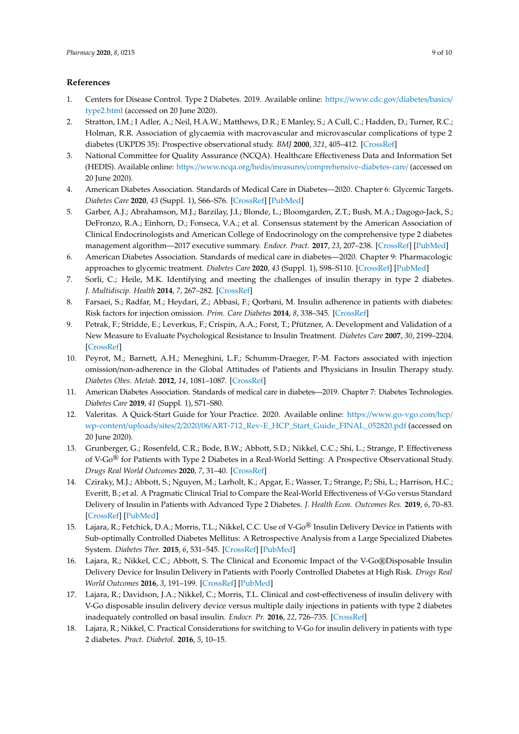## References

1. Centers for Disease Control. Type 2 Diabetes. 2019. Available online: https://www.cdc.gov/diabetes/basics/type2.html (accessed on 20 June 2020).
2. Stratton, I.M.; I Adler, A.; Neil, H.A.W.; Matthews, D.R.; E Manley, S.; A Cull, C.; Hadden, D.; Turner, R.C.; Holman, R.R. Association of glycaemia with macrovascular and microvascular complications of type 2 diabetes (UKPDS 35): Prospective observational study. *BMJ* **2000**, *321*, 405–412. [CrossRef]
3. National Committee for Quality Assurance (NCQA). Healthcare Effectiveness Data and Information Set (HEDIS). Available online: https://www.ncqa.org/hedis/measures/comprehensive-diabetes-care/ (accessed on 20 June 2020).
4. American Diabetes Association. Standards of Medical Care in Diabetes—2020. Chapter 6: Glycemic Targets. *Diabetes Care* **2020**, *43* (Suppl. 1), S66–S76. [CrossRef] [PubMed]
5. Garber, A.J.; Abrahamson, M.J.; Barzilay, J.I.; Blonde, L.; Bloomgarden, Z.T.; Bush, M.A.; Dagogo-Jack, S.; DeFronzo, R.A.; Einhorn, D.; Fonseca, V.A.; et al. Consensus statement by the American Association of Clinical Endocrinologists and American College of Endocrinology on the comprehensive type 2 diabetes management algorithm—2017 executive summary. *Endocr. Pract.* **2017**, *23*, 207–238. [CrossRef] [PubMed]
6. American Diabetes Association. Standards of medical care in diabetes—2020. Chapter 9: Pharmacologic approaches to glycemic treatment. *Diabetes Care* **2020**, *43* (Suppl. 1), S98–S110. [CrossRef] [PubMed]
7. Sorli, C.; Heile, M.K. Identifying and meeting the challenges of insulin therapy in type 2 diabetes. *J. Multidiscip. Health* **2014**, *7*, 267–282. [CrossRef]
8. Farsaei, S.; Radfar, M.; Heydari, Z.; Abbasi, F.; Qorbani, M. Insulin adherence in patients with diabetes: Risk factors for injection omission. *Prim. Care Diabetes* **2014**, *8*, 338–345. [CrossRef]
9. Petrak, F.; Stridde, E.; Leverkus, F.; Crispin, A.A.; Forst, T.; Pfützner, A. Development and Validation of a New Measure to Evaluate Psychological Resistance to Insulin Treatment. *Diabetes Care* **2007**, *30*, 2199–2204. [CrossRef]
10. Peyrot, M.; Barnett, A.H.; Meneghini, L.F.; Schumm-Draeger, P.-M. Factors associated with injection omission/non-adherence in the Global Attitudes of Patients and Physicians in Insulin Therapy study. *Diabetes Obes. Metab.* **2012**, *14*, 1081–1087. [CrossRef]
11. American Diabetes Association. Standards of medical care in diabetes—2019. Chapter 7: Diabetes Technologies. *Diabetes Care* **2019**, *41* (Suppl. 1), S71–S80.
12. Valeritas. A Quick-Start Guide for Your Practice. 2020. Available online: https://www.go-vgo.com/hcp/wp-content/uploads/sites/2/2020/06/ART-712_Rev-E_HCP_Start_Guide_FINAL_052820.pdf (accessed on 20 June 2020).
13. Grunberger, G.; Rosenfeld, C.R.; Bode, B.W.; Abbott, S.D.; Nikkel, C.C.; Shi, L.; Strange, P. Effectiveness of V-Go® for Patients with Type 2 Diabetes in a Real-World Setting: A Prospective Observational Study. *Drugs Real World Outcomes* **2020**, *7*, 31–40. [CrossRef]
14. Cziraky, M.J.; Abbott, S.; Nguyen, M.; Larholt, K.; Apgar, E.; Wasser, T.; Strange, P.; Shi, L.; Harrison, H.C.; Everitt, B.; et al. A Pragmatic Clinical Trial to Compare the Real-World Effectiveness of V-Go versus Standard Delivery of Insulin in Patients with Advanced Type 2 Diabetes. *J. Health Econ. Outcomes Res.* **2019**, *6*, 70–83. [CrossRef] [PubMed]
15. Lajara, R.; Fetchick, D.A.; Morris, T.L.; Nikkel, C.C. Use of V-Go® Insulin Delivery Device in Patients with Sub-optimally Controlled Diabetes Mellitus: A Retrospective Analysis from a Large Specialized Diabetes System. *Diabetes Ther.* **2015**, *6*, 531–545. [CrossRef] [PubMed]
16. Lajara, R.; Nikkel, C.C.; Abbott, S. The Clinical and Economic Impact of the V-Go®Disposable Insulin Delivery Device for Insulin Delivery in Patients with Poorly Controlled Diabetes at High Risk. *Drugs Real World Outcomes* **2016**, *3*, 191–199. [CrossRef] [PubMed]
17. Lajara, R.; Davidson, J.A.; Nikkel, C.; Morris, T.L. Clinical and cost-effectiveness of insulin delivery with V-Go disposable insulin delivery device versus multiple daily injections in patients with type 2 diabetes inadequately controlled on basal insulin. *Endocr. Pr.* **2016**, *22*, 726–735. [CrossRef]
18. Lajara, R.; Nikkel, C. Practical Considerations for switching to V-Go for insulin delivery in patients with type 2 diabetes. *Pract. Diabetol.* **2016**, *5*, 10–15.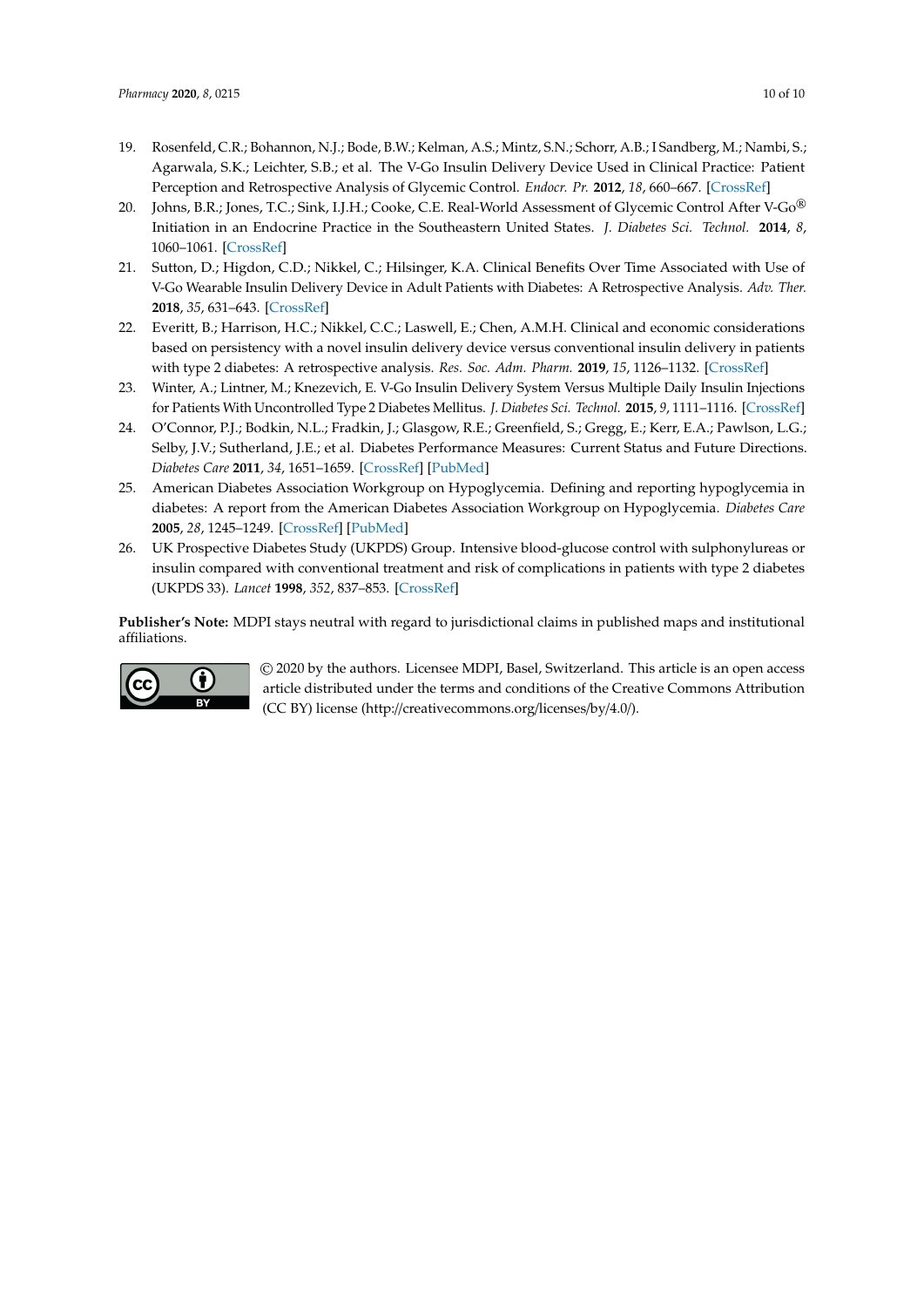19. Rosenfeld, C.R.; Bohannon, N.J.; Bode, B.W.; Kelman, A.S.; Mintz, S.N.; Schorr, A.B.; I Sandberg, M.; Nambi, S.; Agarwala, S.K.; Leichter, S.B.; et al. The V-Go Insulin Delivery Device Used in Clinical Practice: Patient Perception and Retrospective Analysis of Glycemic Control. *Endocr. Pr.* **2012**, *18*, 660–667. [CrossRef]
20. Johns, B.R.; Jones, T.C.; Sink, I.J.H.; Cooke, C.E. Real-World Assessment of Glycemic Control After V-Go® Initiation in an Endocrine Practice in the Southeastern United States. *J. Diabetes Sci. Technol.* **2014**, *8*, 1060–1061. [CrossRef]
21. Sutton, D.; Higdon, C.D.; Nikkel, C.; Hilsinger, K.A. Clinical Benefits Over Time Associated with Use of V-Go Wearable Insulin Delivery Device in Adult Patients with Diabetes: A Retrospective Analysis. *Adv. Ther.* **2018**, *35*, 631–643. [CrossRef]
22. Everitt, B.; Harrison, H.C.; Nikkel, C.C.; Laswell, E.; Chen, A.M.H. Clinical and economic considerations based on persistency with a novel insulin delivery device versus conventional insulin delivery in patients with type 2 diabetes: A retrospective analysis. *Res. Soc. Adm. Pharm.* **2019**, *15*, 1126–1132. [CrossRef]
23. Winter, A.; Lintner, M.; Knezevich, E. V-Go Insulin Delivery System Versus Multiple Daily Insulin Injections for Patients With Uncontrolled Type 2 Diabetes Mellitus. *J. Diabetes Sci. Technol.* **2015**, *9*, 1111–1116. [CrossRef]
24. O'Connor, P.J.; Bodkin, N.L.; Fradkin, J.; Glasgow, R.E.; Greenfield, S.; Gregg, E.; Kerr, E.A.; Pawlson, L.G.; Selby, J.V.; Sutherland, J.E.; et al. Diabetes Performance Measures: Current Status and Future Directions. *Diabetes Care* **2011**, *34*, 1651–1659. [CrossRef] [PubMed]
25. American Diabetes Association Workgroup on Hypoglycemia. Defining and reporting hypoglycemia in diabetes: A report from the American Diabetes Association Workgroup on Hypoglycemia. *Diabetes Care* **2005**, *28*, 1245–1249. [CrossRef] [PubMed]
26. UK Prospective Diabetes Study (UKPDS) Group. Intensive blood-glucose control with sulphonylureas or insulin compared with conventional treatment and risk of complications in patients with type 2 diabetes (UKPDS 33). *Lancet* **1998**, *352*, 837–853. [CrossRef]

**Publisher's Note:** MDPI stays neutral with regard to jurisdictional claims in published maps and institutional affiliations.

© 2020 by the authors. Licensee MDPI, Basel, Switzerland. This article is an open access article distributed under the terms and conditions of the Creative Commons Attribution (CC BY) license (http://creativecommons.org/licenses/by/4.0/).